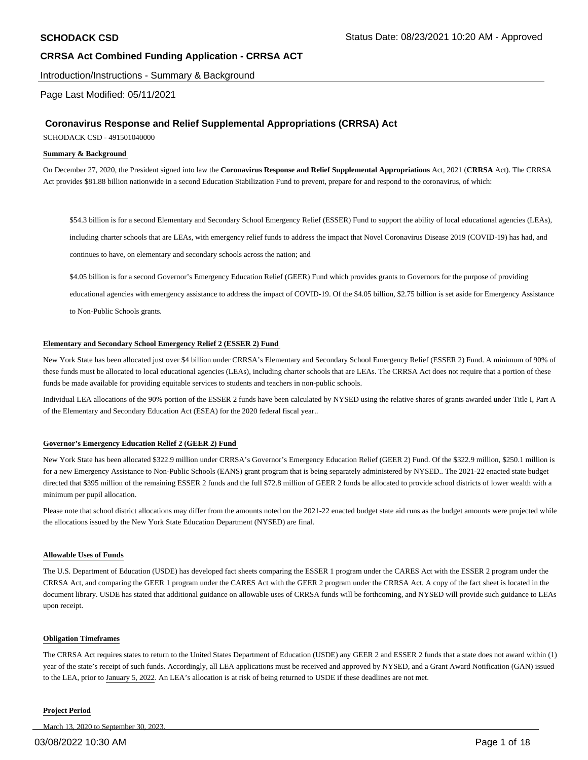# SCHODACK CSD

Status Date: 08/23/2021 10:20 AM - Approved

## CRRSA Act Combined Funding Application - CRRSA ACT

Introduction/Instructions - Summary & Background

Page Last Modified: 05/11/2021

## Coronavirus Response and Relief Supplemental Appropriations (CRRSA) Act

SCHODACK CSD - 491501040000

**Summary & Background**

On December 27, 2020, the President signed into law the **Coronavirus Response and Relief Supplemental Appropriations** Act, 2021 (**CRRSA** Act). The CRRSA Act provides $81.88 billion nationwide in a second Education Stabilization Fund to prevent, prepare for and respond to the coronavirus, of which:

> $54.3 billion is for a second Elementary and Secondary School Emergency Relief (ESSER) Fund to support the ability of local educational agencies (LEAs), including charter schools that are LEAs, with emergency relief funds to address the impact that Novel Coronavirus Disease 2019 (COVID-19) has had, and continues to have, on elementary and secondary schools across the nation; and
>
> $4.05 billion is for a second Governor's Emergency Education Relief (GEER) Fund which provides grants to Governors for the purpose of providing educational agencies with emergency assistance to address the impact of COVID-19. Of the $4.05 billion, $2.75 billion is set aside for Emergency Assistance to Non-Public Schools grants.

**Elementary and Secondary School Emergency Relief 2 (ESSER 2) Fund**

New York State has been allocated just over $4 billion under CRRSA's Elementary and Secondary School Emergency Relief (ESSER 2) Fund. A minimum of 90% of these funds must be allocated to local educational agencies (LEAs), including charter schools that are LEAs. The CRRSA Act does not require that a portion of these funds be made available for providing equitable services to students and teachers in non-public schools.

Individual LEA allocations of the 90% portion of the ESSER 2 funds have been calculated by NYSED using the relative shares of grants awarded under Title I, Part A of the Elementary and Secondary Education Act (ESEA) for the 2020 federal fiscal year..

**Governor's Emergency Education Relief 2 (GEER 2) Fund**

New York State has been allocated $322.9 million under CRRSA's Governor's Emergency Education Relief (GEER 2) Fund. Of the $322.9 million, $250.1 million is for a new Emergency Assistance to Non-Public Schools (EANS) grant program that is being separately administered by NYSED.. The 2021-22 enacted state budget directed that $395 million of the remaining ESSER 2 funds and the full $72.8 million of GEER 2 funds be allocated to provide school districts of lower wealth with a minimum per pupil allocation.

Please note that school district allocations may differ from the amounts noted on the 2021-22 enacted budget state aid runs as the budget amounts were projected while the allocations issued by the New York State Education Department (NYSED) are final.

**Allowable Uses of Funds**

The U.S. Department of Education (USDE) has developed fact sheets comparing the ESSER 1 program under the CARES Act with the ESSER 2 program under the CRRSA Act, and comparing the GEER 1 program under the CARES Act with the GEER 2 program under the CRRSA Act. A copy of the fact sheet is located in the document library. USDE has stated that additional guidance on allowable uses of CRRSA funds will be forthcoming, and NYSED will provide such guidance to LEAs upon receipt.

**Obligation Timeframes**

The CRRSA Act requires states to return to the United States Department of Education (USDE) any GEER 2 and ESSER 2 funds that a state does not award within (1) year of the state's receipt of such funds. Accordingly, all LEA applications must be received and approved by NYSED, and a Grant Award Notification (GAN) issued to the LEA, prior to January 5, 2022. An LEA's allocation is at risk of being returned to USDE if these deadlines are not met.

**Project Period**

March 13, 2020 to September 30, 2023.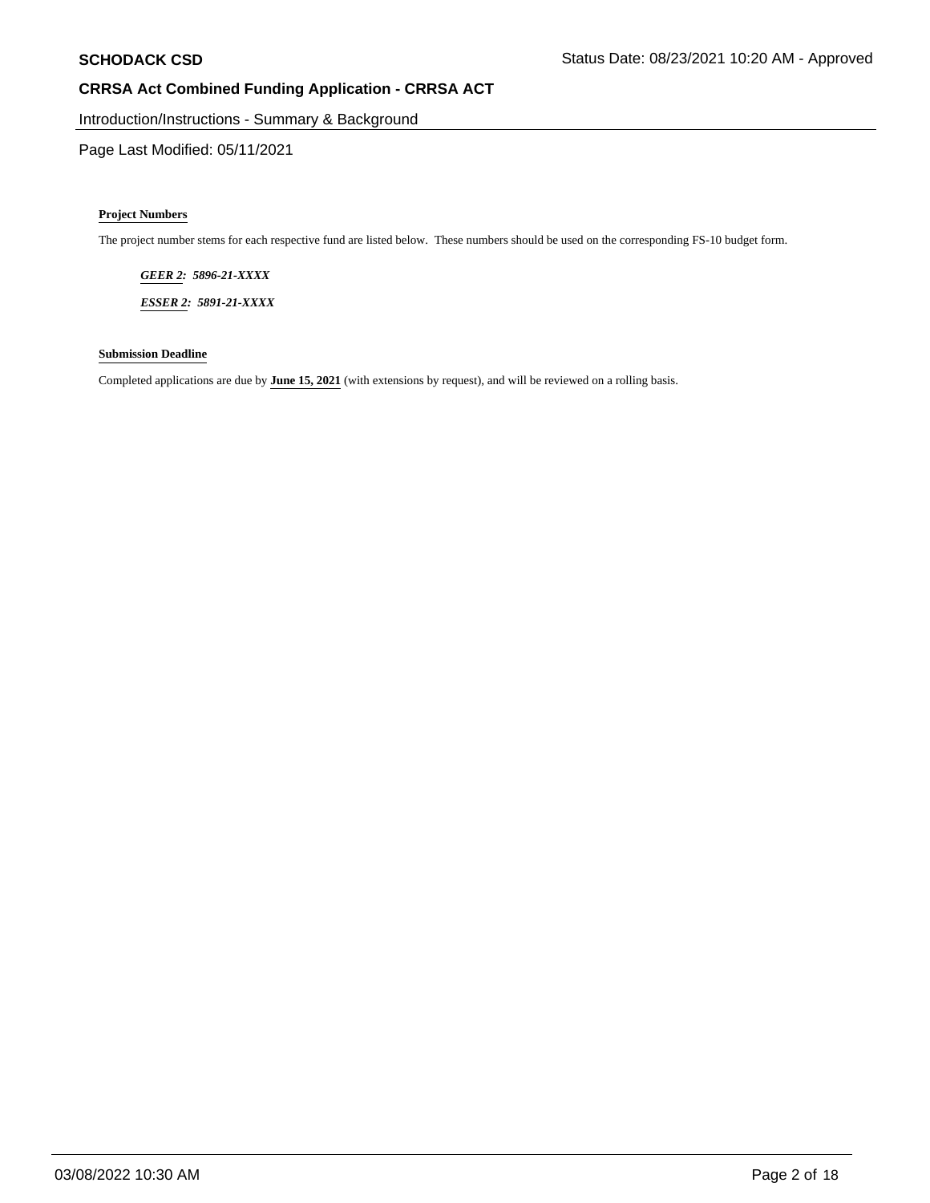**Project Numbers**

The project number stems for each respective fund are listed below. These numbers should be used on the corresponding FS-10 budget form.

***GER 2:* *5896-21-XXXX***

***ESSER 2:* *5891-21-XXXX***

**Submission Deadline**

Completed applications are due by **June 15, 2021** (with extensions by request), and will be reviewed on a rolling basis.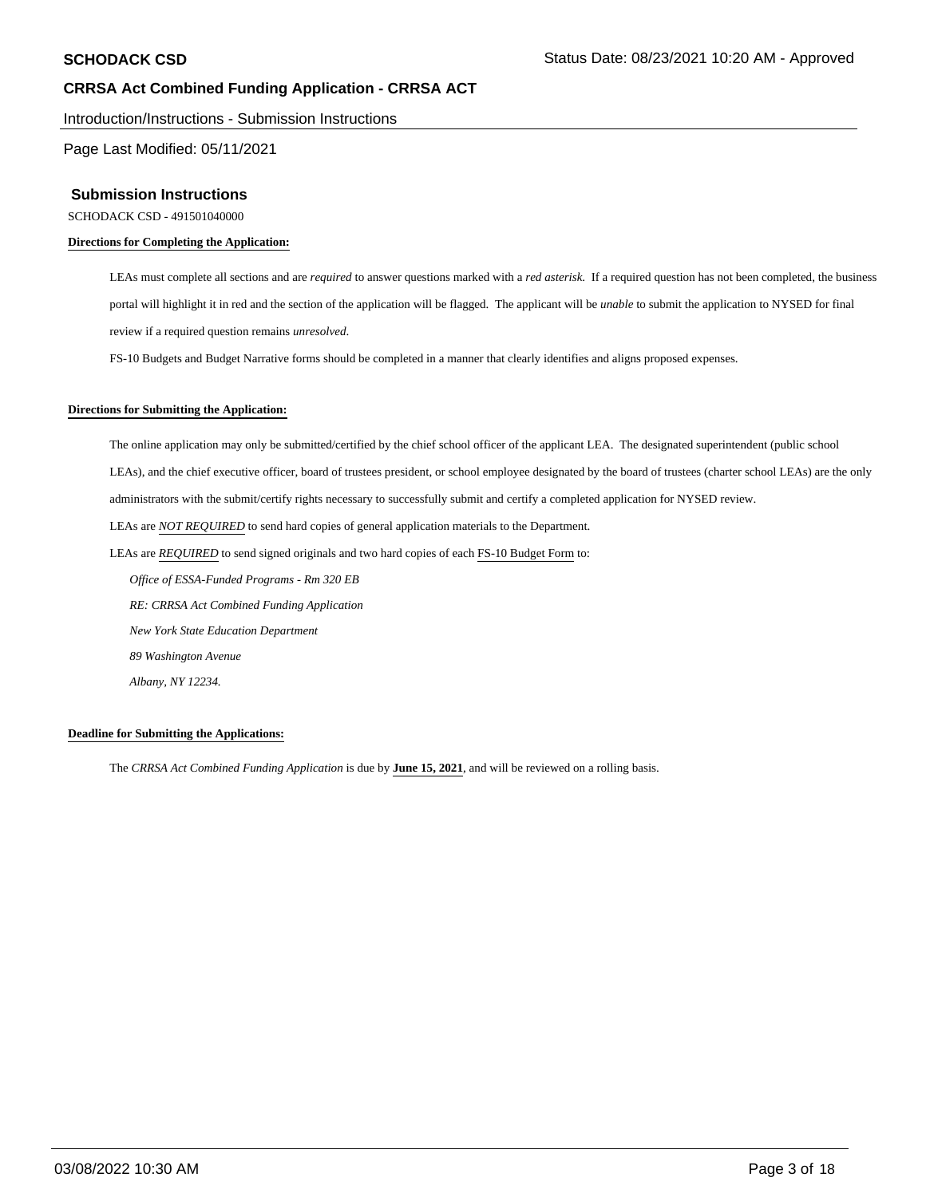## Submission Instructions

SCHODACK CSD - 491501040000

**Directions for Completing the Application:**

LEAs must complete all sections and are *required* to answer questions marked with a *red asterisk.* If a required question has not been completed, the business portal will highlight it in red and the section of the application will be flagged. The applicant will be *unable* to submit the application to NYSED for final review if a required question remains *unresolved*.

FS-10 Budgets and Budget Narrative forms should be completed in a manner that clearly identifies and aligns proposed expenses.

**Directions for Submitting the Application:**

The online application may only be submitted/certified by the chief school officer of the applicant LEA. The designated superintendent (public school LEAs), and the chief executive officer, board of trustees president, or school employee designated by the board of trustees (charter school LEAs) are the only administrators with the submit/certify rights necessary to successfully submit and certify a completed application for NYSED review.

LEAs are *NOT REQUIRED* to send hard copies of general application materials to the Department.

LEAs are *REQUIRED* to send signed originals and two hard copies of each FS-10 Budget Form to:

*Office of ESSA-Funded Programs - Rm 320 EB*

*RE: CRRSA Act Combined Funding Application*

*New York State Education Department*

*89 Washington Avenue*

*Albany, NY 12234.*

**Deadline for Submitting the Applications:**

The *CRRSA Act Combined Funding Application* is due by **June 15, 2021**, and will be reviewed on a rolling basis.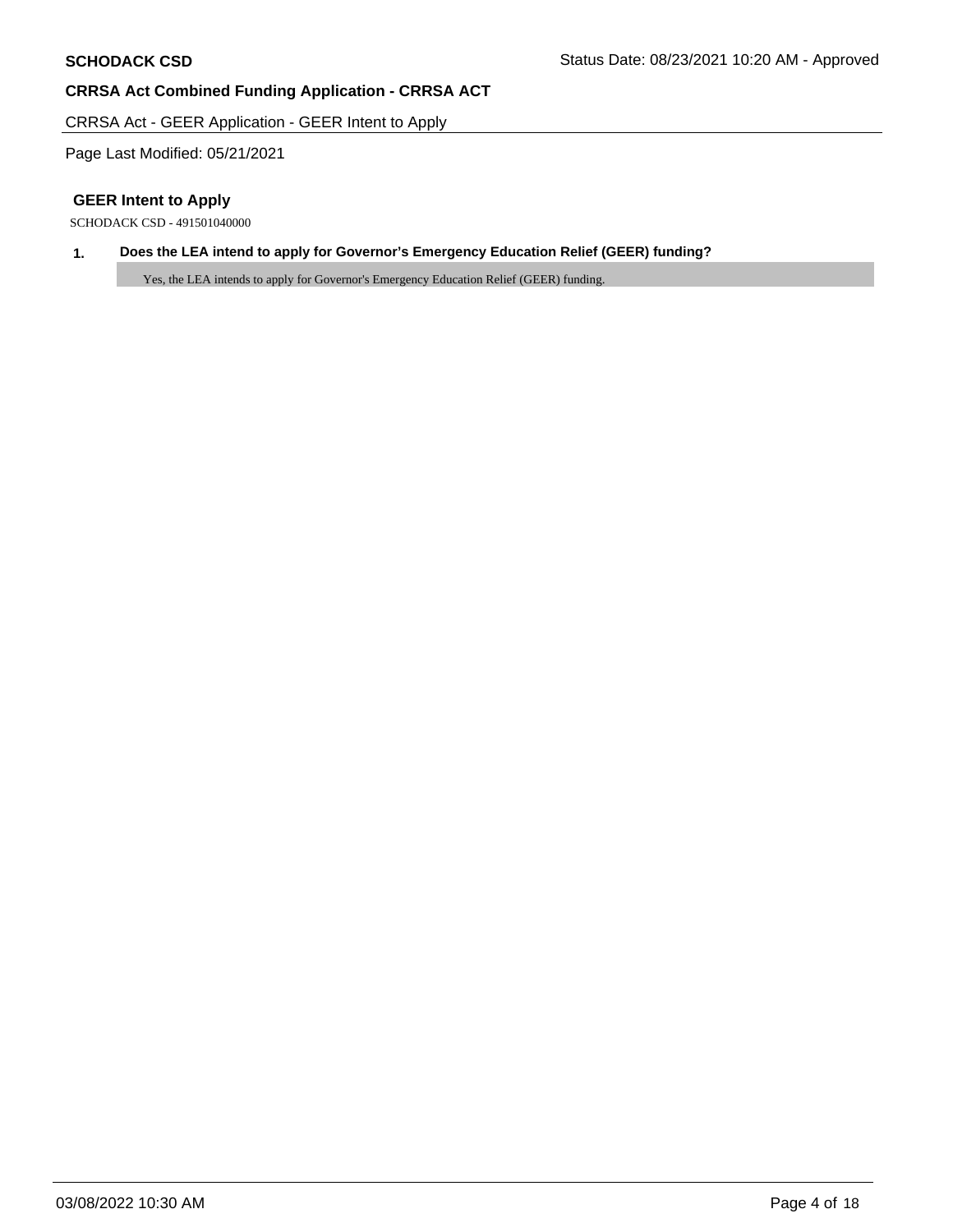**SCHODACK CSD**

Status Date: 08/23/2021 10:20 AM - Approved

**CRRSA Act Combined Funding Application - CRRSA ACT**

CRRSA Act - GEER Application - GEER Intent to Apply

Page Last Modified: 05/21/2021

## GEER Intent to Apply

SCHODACK CSD - 491501040000

**1. Does the LEA intend to apply for Governor's Emergency Education Relief (GEER) funding?**

Yes, the LEA intends to apply for Governor's Emergency Education Relief (GEER) funding.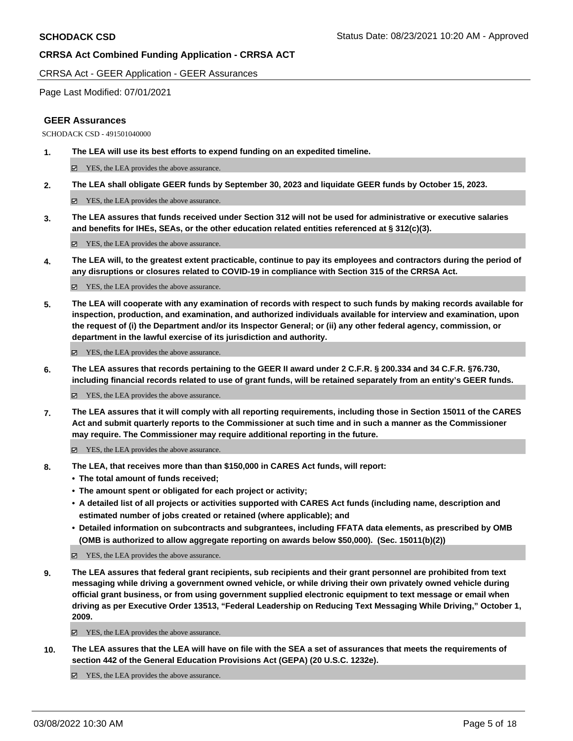## GEER Assurances

SCHODACK CSD - 491501040000

1. **The LEA will use its best efforts to expend funding on an expedited timeline.**

   ☑ YES, the LEA provides the above assurance.

2. **The LEA shall obligate GEER funds by September 30, 2023 and liquidate GEER funds by October 15, 2023.**

   ☑ YES, the LEA provides the above assurance.

3. **The LEA assures that funds received under Section 312 will not be used for administrative or executive salaries and benefits for IHEs, SEAs, or the other education related entities referenced at § 312(c)(3).**

   ☑ YES, the LEA provides the above assurance.

4. **The LEA will, to the greatest extent practicable, continue to pay its employees and contractors during the period of any disruptions or closures related to COVID-19 in compliance with Section 315 of the CRRSA Act.**

   ☑ YES, the LEA provides the above assurance.

5. **The LEA will cooperate with any examination of records with respect to such funds by making records available for inspection, production, and examination, and authorized individuals available for interview and examination, upon the request of (i) the Department and/or its Inspector General; or (ii) any other federal agency, commission, or department in the lawful exercise of its jurisdiction and authority.**

   ☑ YES, the LEA provides the above assurance.

6. **The LEA assures that records pertaining to the GEER II award under 2 C.F.R. § 200.334 and 34 C.F.R. §76.730, including financial records related to use of grant funds, will be retained separately from an entity's GEER funds.**

   ☑ YES, the LEA provides the above assurance.

7. **The LEA assures that it will comply with all reporting requirements, including those in Section 15011 of the CARES Act and submit quarterly reports to the Commissioner at such time and in such a manner as the Commissioner may require. The Commissioner may require additional reporting in the future.**

   ☑ YES, the LEA provides the above assurance.

8. **The LEA, that receives more than than $150,000 in CARES Act funds, will report:**
   - **The total amount of funds received;**
   - **The amount spent or obligated for each project or activity;**
   - **A detailed list of all projects or activities supported with CARES Act funds (including name, description and estimated number of jobs created or retained (where applicable); and**
   - **Detailed information on subcontracts and subgrantees, including FFATA data elements, as prescribed by OMB (OMB is authorized to allow aggregate reporting on awards below $50,000). (Sec. 15011(b)(2))**

   ☑ YES, the LEA provides the above assurance.

9. **The LEA assures that federal grant recipients, sub recipients and their grant personnel are prohibited from text messaging while driving a government owned vehicle, or while driving their own privately owned vehicle during official grant business, or from using government supplied electronic equipment to text message or email when driving as per Executive Order 13513, "Federal Leadership on Reducing Text Messaging While Driving," October 1, 2009.**

   ☑ YES, the LEA provides the above assurance.

10. **The LEA assures that the LEA will have on file with the SEA a set of assurances that meets the requirements of section 442 of the General Education Provisions Act (GEPA) (20 U.S.C. 1232e).**

    ☑ YES, the LEA provides the above assurance.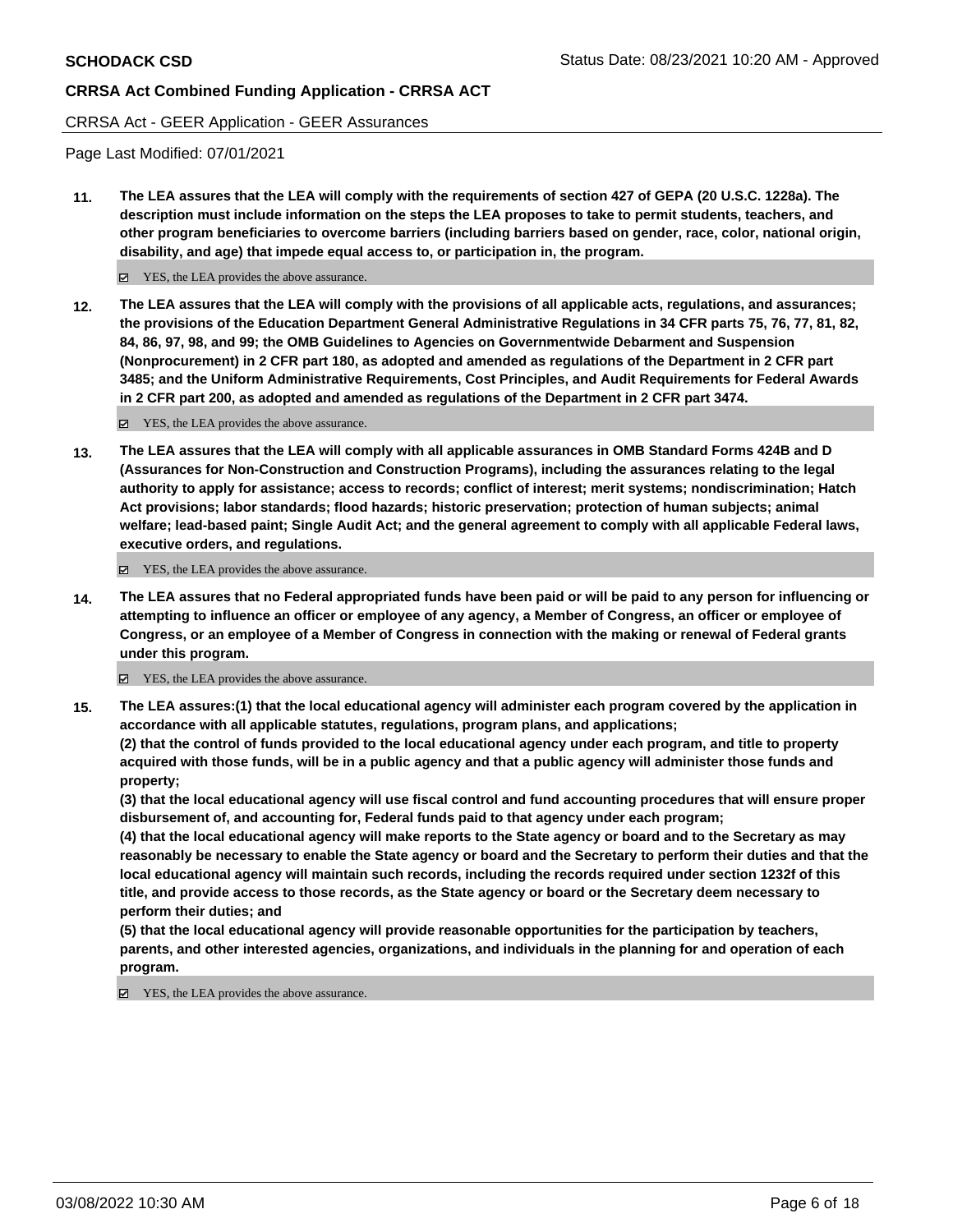CRRSA Act - GEER Application - GEER Assurances

Page Last Modified: 07/01/2021

**11. The LEA assures that the LEA will comply with the requirements of section 427 of GEPA (20 U.S.C. 1228a). The description must include information on the steps the LEA proposes to take to permit students, teachers, and other program beneficiaries to overcome barriers (including barriers based on gender, race, color, national origin, disability, and age) that impede equal access to, or participation in, the program.**

☑ YES, the LEA provides the above assurance.

**12. The LEA assures that the LEA will comply with the provisions of all applicable acts, regulations, and assurances; the provisions of the Education Department General Administrative Regulations in 34 CFR parts 75, 76, 77, 81, 82, 84, 86, 97, 98, and 99; the OMB Guidelines to Agencies on Governmentwide Debarment and Suspension (Nonprocurement) in 2 CFR part 180, as adopted and amended as regulations of the Department in 2 CFR part 3485; and the Uniform Administrative Requirements, Cost Principles, and Audit Requirements for Federal Awards in 2 CFR part 200, as adopted and amended as regulations of the Department in 2 CFR part 3474.**

☑ YES, the LEA provides the above assurance.

**13. The LEA assures that the LEA will comply with all applicable assurances in OMB Standard Forms 424B and D (Assurances for Non-Construction and Construction Programs), including the assurances relating to the legal authority to apply for assistance; access to records; conflict of interest; merit systems; nondiscrimination; Hatch Act provisions; labor standards; flood hazards; historic preservation; protection of human subjects; animal welfare; lead-based paint; Single Audit Act; and the general agreement to comply with all applicable Federal laws, executive orders, and regulations.**

☑ YES, the LEA provides the above assurance.

**14. The LEA assures that no Federal appropriated funds have been paid or will be paid to any person for influencing or attempting to influence an officer or employee of any agency, a Member of Congress, an officer or employee of Congress, or an employee of a Member of Congress in connection with the making or renewal of Federal grants under this program.**

☑ YES, the LEA provides the above assurance.

**15. The LEA assures:(1) that the local educational agency will administer each program covered by the application in accordance with all applicable statutes, regulations, program plans, and applications;**
**(2) that the control of funds provided to the local educational agency under each program, and title to property acquired with those funds, will be in a public agency and that a public agency will administer those funds and property;**
**(3) that the local educational agency will use fiscal control and fund accounting procedures that will ensure proper disbursement of, and accounting for, Federal funds paid to that agency under each program;**
**(4) that the local educational agency will make reports to the State agency or board and to the Secretary as may reasonably be necessary to enable the State agency or board and the Secretary to perform their duties and that the local educational agency will maintain such records, including the records required under section 1232f of this title, and provide access to those records, as the State agency or board or the Secretary deem necessary to perform their duties; and**
**(5) that the local educational agency will provide reasonable opportunities for the participation by teachers, parents, and other interested agencies, organizations, and individuals in the planning for and operation of each program.**

☑ YES, the LEA provides the above assurance.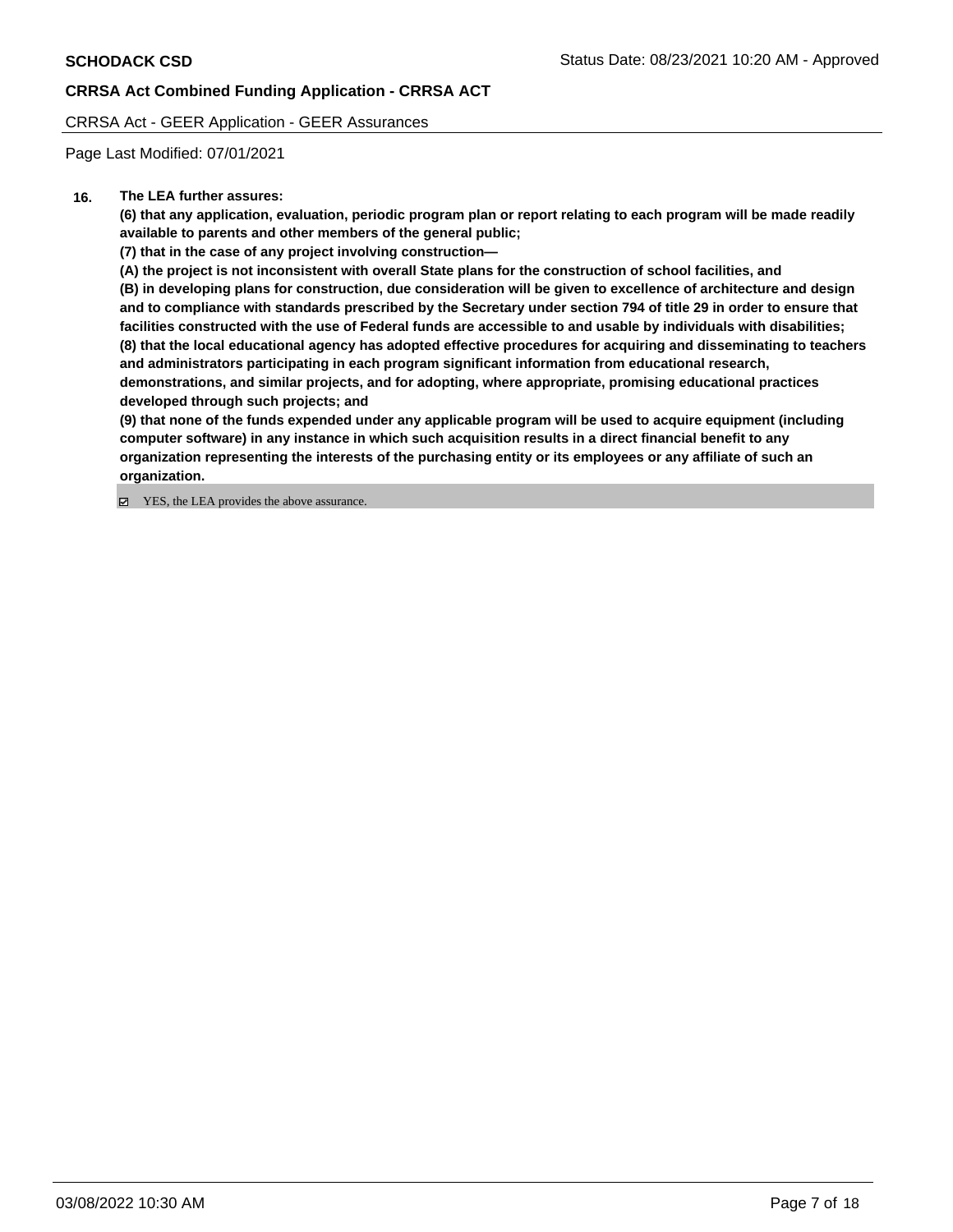**CRRSA Act Combined Funding Application - CRRSA ACT**

CRRSA Act - GEER Application - GEER Assurances

Page Last Modified: 07/01/2021

**16. The LEA further assures:**

**(6) that any application, evaluation, periodic program plan or report relating to each program will be made readily available to parents and other members of the general public;**

**(7) that in the case of any project involving construction—**

**(A) the project is not inconsistent with overall State plans for the construction of school facilities, and**

**(B) in developing plans for construction, due consideration will be given to excellence of architecture and design and to compliance with standards prescribed by the Secretary under section 794 of title 29 in order to ensure that facilities constructed with the use of Federal funds are accessible to and usable by individuals with disabilities;**

**(8) that the local educational agency has adopted effective procedures for acquiring and disseminating to teachers and administrators participating in each program significant information from educational research, demonstrations, and similar projects, and for adopting, where appropriate, promising educational practices developed through such projects; and**

**(9) that none of the funds expended under any applicable program will be used to acquire equipment (including computer software) in any instance in which such acquisition results in a direct financial benefit to any organization representing the interests of the purchasing entity or its employees or any affiliate of such an organization.**

☑ YES, the LEA provides the above assurance.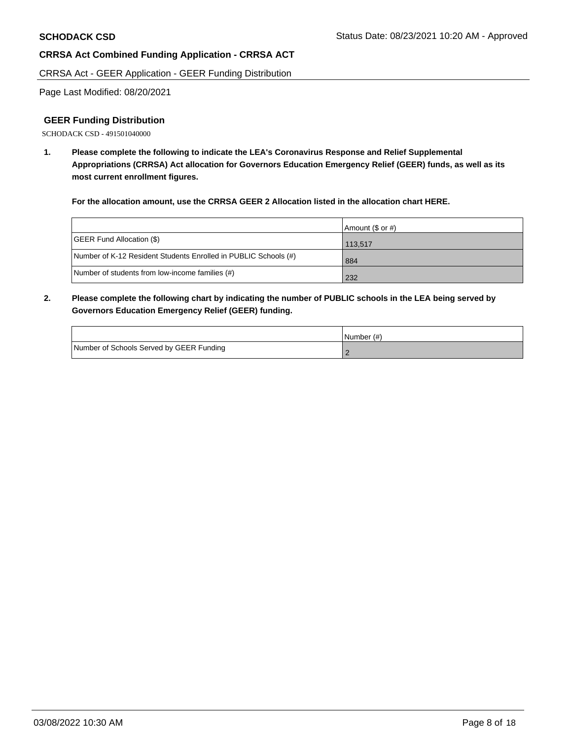## GEER Funding Distribution

SCHODACK CSD - 491501040000

**1. Please complete the following to indicate the LEA's Coronavirus Response and Relief Supplemental Appropriations (CRRSA) Act allocation for Governors Education Emergency Relief (GEER) funds, as well as its most current enrollment figures.**

**For the allocation amount, use the CRRSA GEER 2 Allocation listed in the allocation chart HERE.**

| | Amount ($ or #) |
|---|---|
| GEER Fund Allocation ($) | 113,517 |
| Number of K-12 Resident Students Enrolled in PUBLIC Schools (#) | 884 |
| Number of students from low-income families (#) | 232 |

**2. Please complete the following chart by indicating the number of PUBLIC schools in the LEA being served by Governors Education Emergency Relief (GEER) funding.**

| | Number (#) |
|---|---|
| Number of Schools Served by GEER Funding | 2 |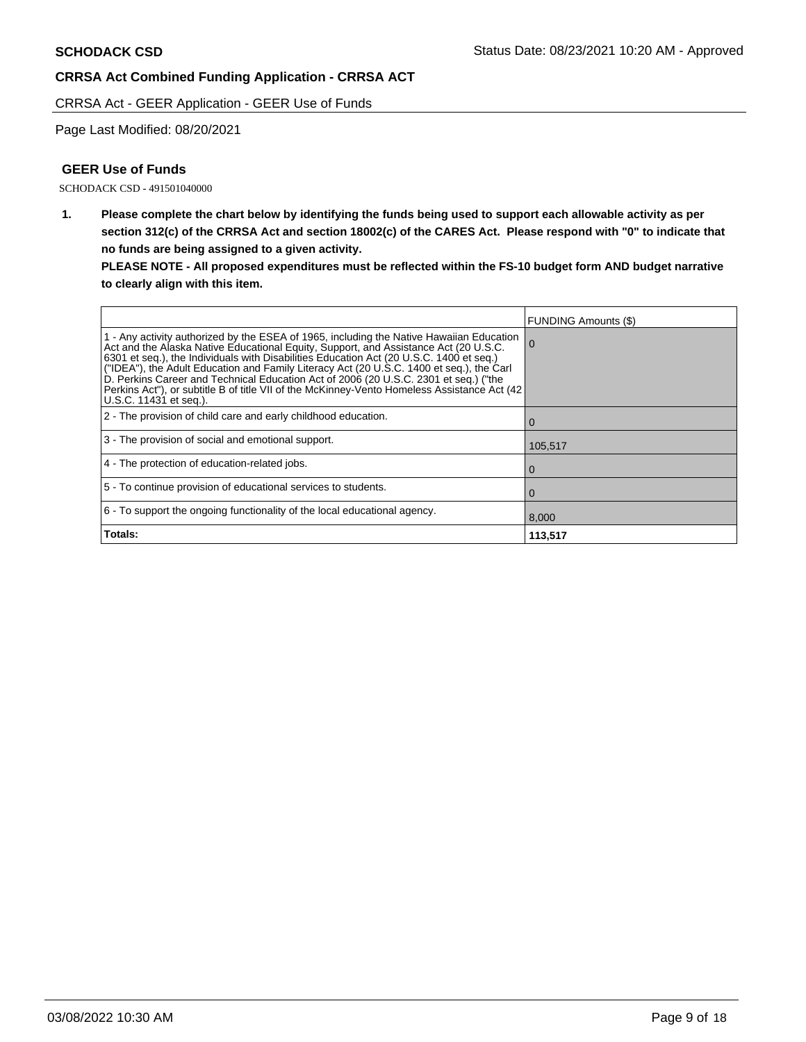**SCHODACK CSD**

Status Date: 08/23/2021 10:20 AM - Approved

**CRRSA Act Combined Funding Application - CRRSA ACT**

CRRSA Act - GEER Application - GEER Use of Funds

Page Last Modified: 08/20/2021

## GEER Use of Funds

SCHODACK CSD - 491501040000

**1. Please complete the chart below by identifying the funds being used to support each allowable activity as per section 312(c) of the CRRSA Act and section 18002(c) of the CARES Act. Please respond with "0" to indicate that no funds are being assigned to a given activity.**

**PLEASE NOTE - All proposed expenditures must be reflected within the FS-10 budget form AND budget narrative to clearly align with this item.**

| | FUNDING Amounts ($) |
|---|---|
| 1 - Any activity authorized by the ESEA of 1965, including the Native Hawaiian Education Act and the Alaska Native Educational Equity, Support, and Assistance Act (20 U.S.C. 6301 et seq.), the Individuals with Disabilities Education Act (20 U.S.C. 1400 et seq.) ("IDEA"), the Adult Education and Family Literacy Act (20 U.S.C. 1400 et seq.), the Carl D. Perkins Career and Technical Education Act of 2006 (20 U.S.C. 2301 et seq.) ("the Perkins Act"), or subtitle B of title VII of the McKinney-Vento Homeless Assistance Act (42 U.S.C. 11431 et seq.). | 0 |
| 2 - The provision of child care and early childhood education. | 0 |
| 3 - The provision of social and emotional support. | 105,517 |
| 4 - The protection of education-related jobs. | 0 |
| 5 - To continue provision of educational services to students. | 0 |
| 6 - To support the ongoing functionality of the local educational agency. | 8,000 |
| **Totals:** | **113,517** |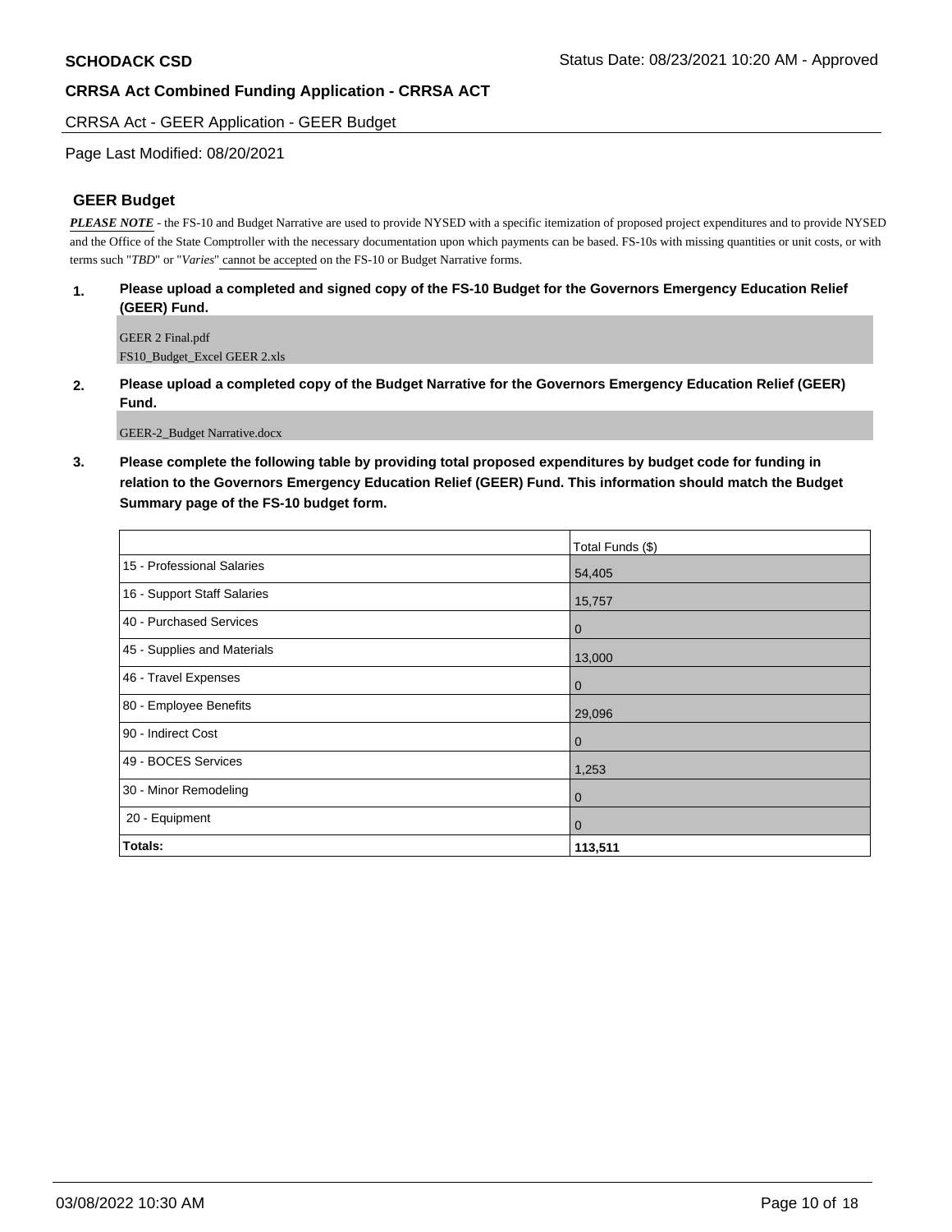**SCHODACK CSD** Status Date: 08/23/2021 10:20 AM - Approved

**CRRSA Act Combined Funding Application - CRRSA ACT**

CRRSA Act - GEER Application - GEER Budget

Page Last Modified: 08/20/2021

## GEER Budget

***PLEASE NOTE*** - the FS-10 and Budget Narrative are used to provide NYSED with a specific itemization of proposed project expenditures and to provide NYSED and the Office of the State Comptroller with the necessary documentation upon which payments can be based. FS-10s with missing quantities or unit costs, or with terms such "*TBD*" or "*Varies*" cannot be accepted on the FS-10 or Budget Narrative forms.

**1. Please upload a completed and signed copy of the FS-10 Budget for the Governors Emergency Education Relief (GEER) Fund.**

GEER 2 Final.pdf
FS10_Budget_Excel GEER 2.xls

**2. Please upload a completed copy of the Budget Narrative for the Governors Emergency Education Relief (GEER) Fund.**

GEER-2_Budget Narrative.docx

**3. Please complete the following table by providing total proposed expenditures by budget code for funding in relation to the Governors Emergency Education Relief (GEER) Fund. This information should match the Budget Summary page of the FS-10 budget form.**

| | Total Funds ($) |
|---|---|
| 15 - Professional Salaries | 54,405 |
| 16 - Support Staff Salaries | 15,757 |
| 40 - Purchased Services | 0 |
| 45 - Supplies and Materials | 13,000 |
| 46 - Travel Expenses | 0 |
| 80 - Employee Benefits | 29,096 |
| 90 - Indirect Cost | 0 |
| 49 - BOCES Services | 1,253 |
| 30 - Minor Remodeling | 0 |
| 20 - Equipment | 0 |
| **Totals:** | **113,511** |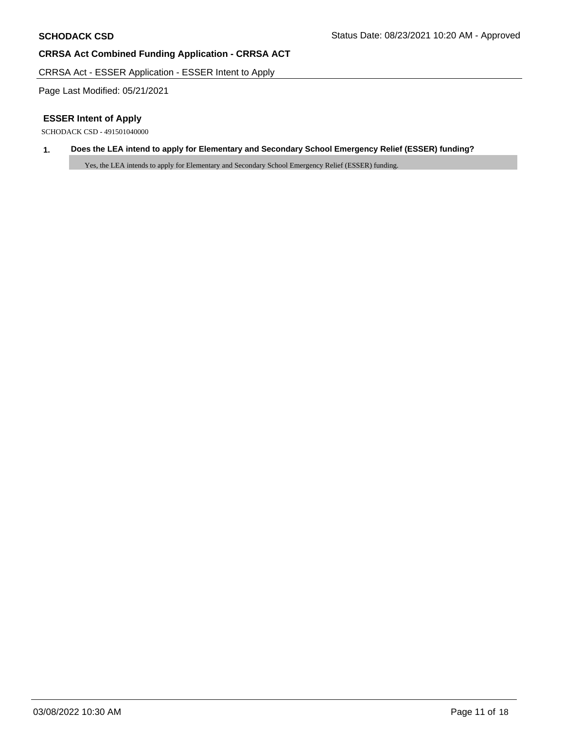**SCHODACK CSD**

Status Date: 08/23/2021 10:20 AM - Approved

**CRRSA Act Combined Funding Application - CRRSA ACT**

CRRSA Act - ESSER Application - ESSER Intent to Apply

Page Last Modified: 05/21/2021

## ESSER Intent of Apply

SCHODACK CSD - 491501040000

**1. Does the LEA intend to apply for Elementary and Secondary School Emergency Relief (ESSER) funding?**

Yes, the LEA intends to apply for Elementary and Secondary School Emergency Relief (ESSER) funding.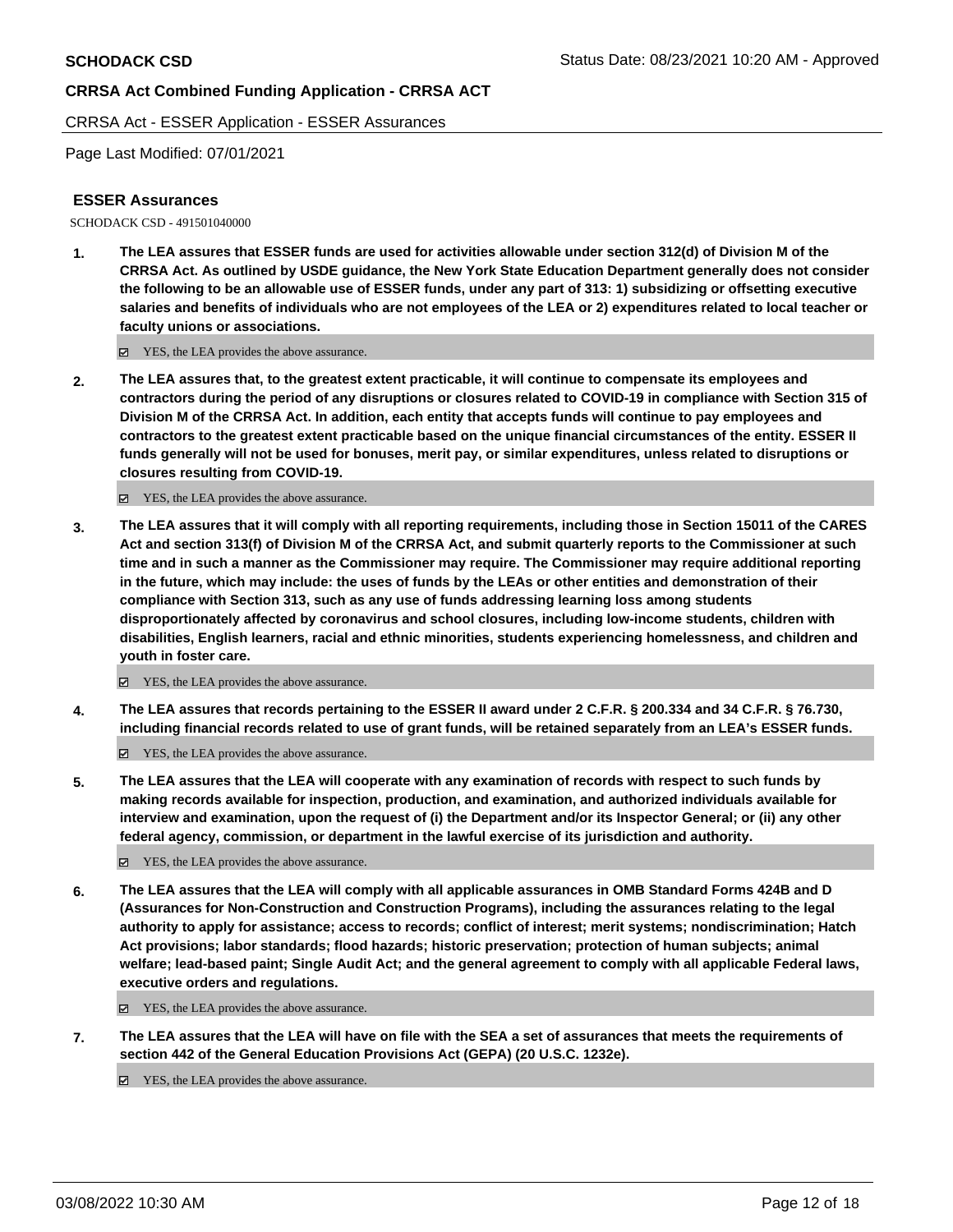## ESSER Assurances

SCHODACK CSD - 491501040000

1. **The LEA assures that ESSER funds are used for activities allowable under section 312(d) of Division M of the CRRSA Act. As outlined by USDE guidance, the New York State Education Department generally does not consider the following to be an allowable use of ESSER funds, under any part of 313: 1) subsidizing or offsetting executive salaries and benefits of individuals who are not employees of the LEA or 2) expenditures related to local teacher or faculty unions or associations.**

   ☑ YES, the LEA provides the above assurance.

2. **The LEA assures that, to the greatest extent practicable, it will continue to compensate its employees and contractors during the period of any disruptions or closures related to COVID-19 in compliance with Section 315 of Division M of the CRRSA Act. In addition, each entity that accepts funds will continue to pay employees and contractors to the greatest extent practicable based on the unique financial circumstances of the entity. ESSER II funds generally will not be used for bonuses, merit pay, or similar expenditures, unless related to disruptions or closures resulting from COVID-19.**

   ☑ YES, the LEA provides the above assurance.

3. **The LEA assures that it will comply with all reporting requirements, including those in Section 15011 of the CARES Act and section 313(f) of Division M of the CRRSA Act, and submit quarterly reports to the Commissioner at such time and in such a manner as the Commissioner may require. The Commissioner may require additional reporting in the future, which may include: the uses of funds by the LEAs or other entities and demonstration of their compliance with Section 313, such as any use of funds addressing learning loss among students disproportionately affected by coronavirus and school closures, including low-income students, children with disabilities, English learners, racial and ethnic minorities, students experiencing homelessness, and children and youth in foster care.**

   ☑ YES, the LEA provides the above assurance.

4. **The LEA assures that records pertaining to the ESSER II award under 2 C.F.R. § 200.334 and 34 C.F.R. § 76.730, including financial records related to use of grant funds, will be retained separately from an LEA's ESSER funds.**

   ☑ YES, the LEA provides the above assurance.

5. **The LEA assures that the LEA will cooperate with any examination of records with respect to such funds by making records available for inspection, production, and examination, and authorized individuals available for interview and examination, upon the request of (i) the Department and/or its Inspector General; or (ii) any other federal agency, commission, or department in the lawful exercise of its jurisdiction and authority.**

   ☑ YES, the LEA provides the above assurance.

6. **The LEA assures that the LEA will comply with all applicable assurances in OMB Standard Forms 424B and D (Assurances for Non-Construction and Construction Programs), including the assurances relating to the legal authority to apply for assistance; access to records; conflict of interest; merit systems; nondiscrimination; Hatch Act provisions; labor standards; flood hazards; historic preservation; protection of human subjects; animal welfare; lead-based paint; Single Audit Act; and the general agreement to comply with all applicable Federal laws, executive orders and regulations.**

   ☑ YES, the LEA provides the above assurance.

7. **The LEA assures that the LEA will have on file with the SEA a set of assurances that meets the requirements of section 442 of the General Education Provisions Act (GEPA) (20 U.S.C. 1232e).**

   ☑ YES, the LEA provides the above assurance.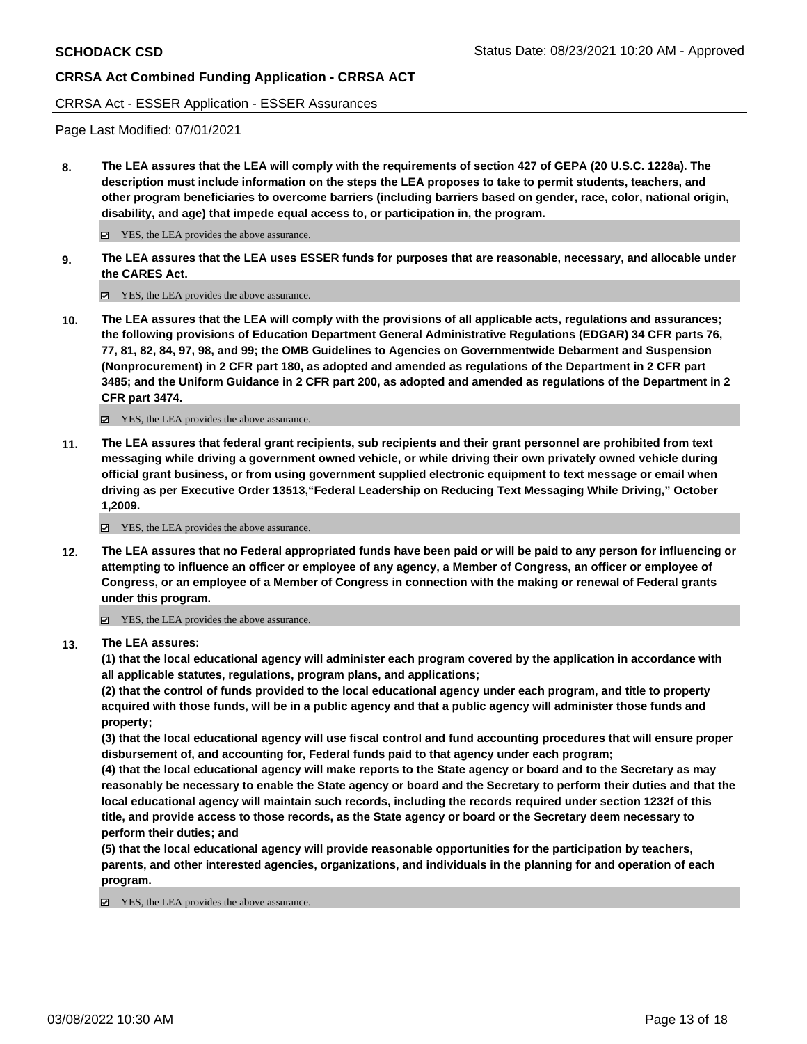CRRSA Act - ESSER Application - ESSER Assurances

Page Last Modified: 07/01/2021

**8. The LEA assures that the LEA will comply with the requirements of section 427 of GEPA (20 U.S.C. 1228a). The description must include information on the steps the LEA proposes to take to permit students, teachers, and other program beneficiaries to overcome barriers (including barriers based on gender, race, color, national origin, disability, and age) that impede equal access to, or participation in, the program.**

☑ YES, the LEA provides the above assurance.

**9. The LEA assures that the LEA uses ESSER funds for purposes that are reasonable, necessary, and allocable under the CARES Act.**

☑ YES, the LEA provides the above assurance.

**10. The LEA assures that the LEA will comply with the provisions of all applicable acts, regulations and assurances; the following provisions of Education Department General Administrative Regulations (EDGAR) 34 CFR parts 76, 77, 81, 82, 84, 97, 98, and 99; the OMB Guidelines to Agencies on Governmentwide Debarment and Suspension (Nonprocurement) in 2 CFR part 180, as adopted and amended as regulations of the Department in 2 CFR part 3485; and the Uniform Guidance in 2 CFR part 200, as adopted and amended as regulations of the Department in 2 CFR part 3474.**

☑ YES, the LEA provides the above assurance.

**11. The LEA assures that federal grant recipients, sub recipients and their grant personnel are prohibited from text messaging while driving a government owned vehicle, or while driving their own privately owned vehicle during official grant business, or from using government supplied electronic equipment to text message or email when driving as per Executive Order 13513,"Federal Leadership on Reducing Text Messaging While Driving," October 1,2009.**

☑ YES, the LEA provides the above assurance.

**12. The LEA assures that no Federal appropriated funds have been paid or will be paid to any person for influencing or attempting to influence an officer or employee of any agency, a Member of Congress, an officer or employee of Congress, or an employee of a Member of Congress in connection with the making or renewal of Federal grants under this program.**

☑ YES, the LEA provides the above assurance.

**13. The LEA assures:**

**(1) that the local educational agency will administer each program covered by the application in accordance with all applicable statutes, regulations, program plans, and applications;**

**(2) that the control of funds provided to the local educational agency under each program, and title to property acquired with those funds, will be in a public agency and that a public agency will administer those funds and property;**

**(3) that the local educational agency will use fiscal control and fund accounting procedures that will ensure proper disbursement of, and accounting for, Federal funds paid to that agency under each program;**

**(4) that the local educational agency will make reports to the State agency or board and to the Secretary as may reasonably be necessary to enable the State agency or board and the Secretary to perform their duties and that the local educational agency will maintain such records, including the records required under section 1232f of this title, and provide access to those records, as the State agency or board or the Secretary deem necessary to perform their duties; and**

**(5) that the local educational agency will provide reasonable opportunities for the participation by teachers, parents, and other interested agencies, organizations, and individuals in the planning for and operation of each program.**

☑ YES, the LEA provides the above assurance.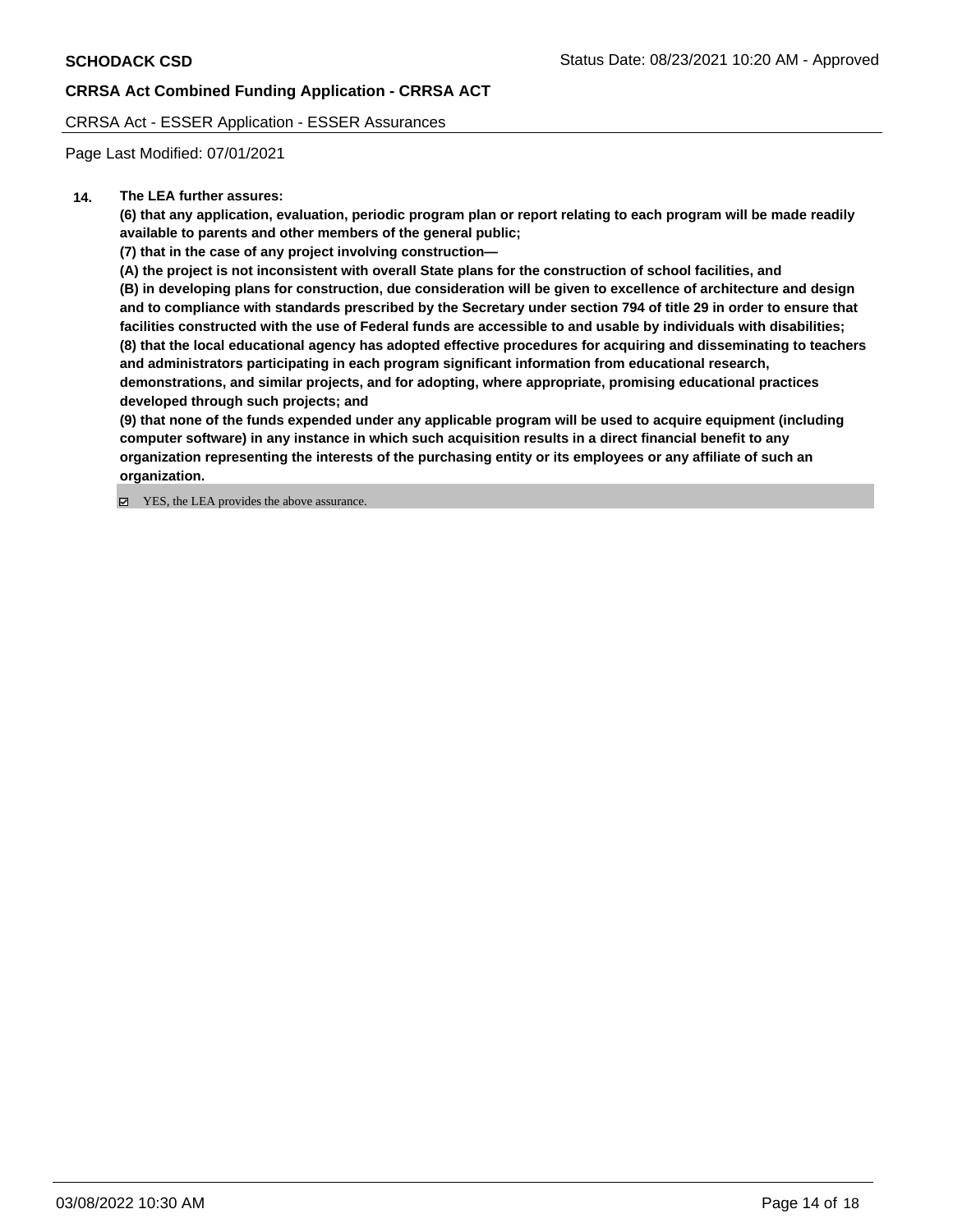**14.** **The LEA further assures:**

**(6) that any application, evaluation, periodic program plan or report relating to each program will be made readily available to parents and other members of the general public;**

**(7) that in the case of any project involving construction—**

**(A) the project is not inconsistent with overall State plans for the construction of school facilities, and**

**(B) in developing plans for construction, due consideration will be given to excellence of architecture and design and to compliance with standards prescribed by the Secretary under section 794 of title 29 in order to ensure that facilities constructed with the use of Federal funds are accessible to and usable by individuals with disabilities;**

**(8) that the local educational agency has adopted effective procedures for acquiring and disseminating to teachers and administrators participating in each program significant information from educational research, demonstrations, and similar projects, and for adopting, where appropriate, promising educational practices developed through such projects; and**

**(9) that none of the funds expended under any applicable program will be used to acquire equipment (including computer software) in any instance in which such acquisition results in a direct financial benefit to any organization representing the interests of the purchasing entity or its employees or any affiliate of such an organization.**

☑ YES, the LEA provides the above assurance.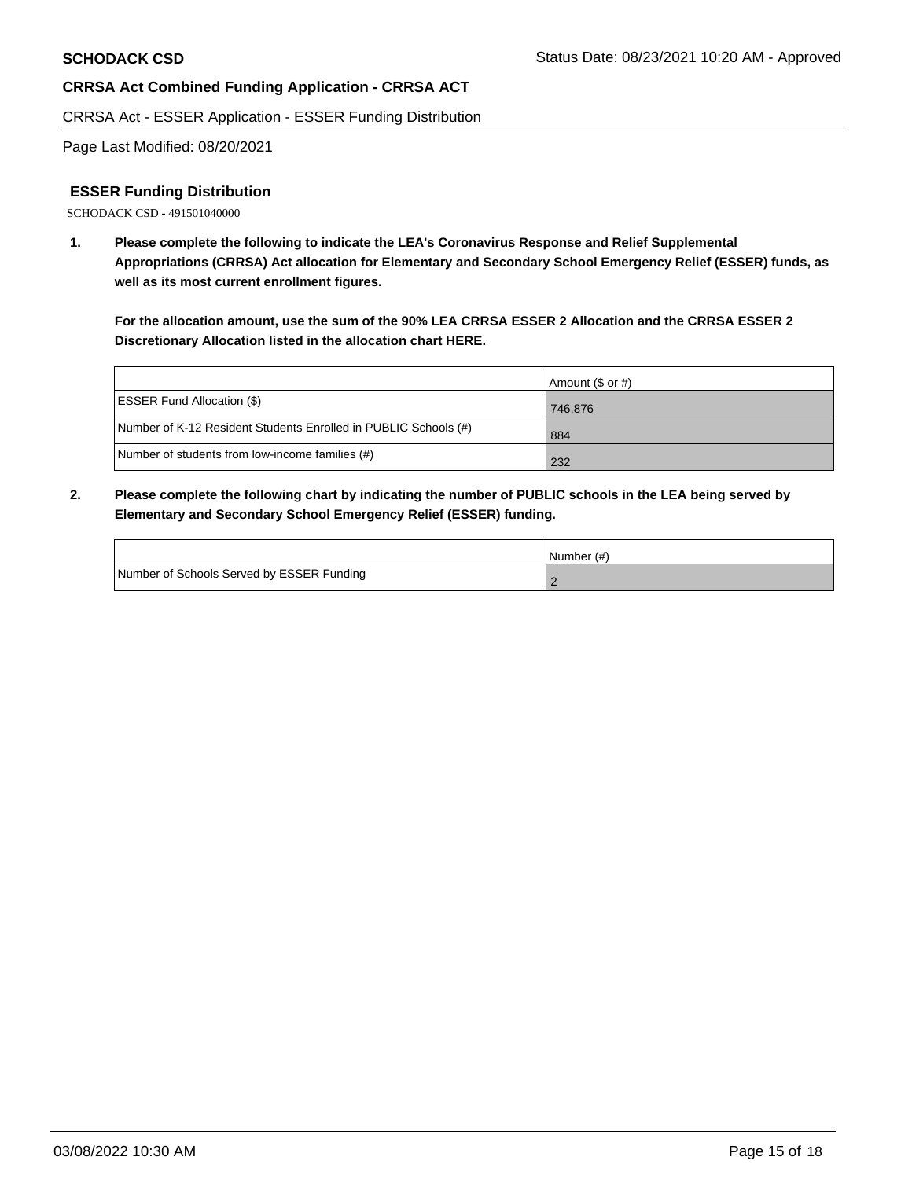**SCHODACK CSD**

**CRRSA Act Combined Funding Application - CRRSA ACT**

CRRSA Act - ESSER Application - ESSER Funding Distribution

Page Last Modified: 08/20/2021

## ESSER Funding Distribution

SCHODACK CSD - 491501040000

**1. Please complete the following to indicate the LEA's Coronavirus Response and Relief Supplemental Appropriations (CRRSA) Act allocation for Elementary and Secondary School Emergency Relief (ESSER) funds, as well as its most current enrollment figures.**

**For the allocation amount, use the sum of the 90% LEA CRRSA ESSER 2 Allocation and the CRRSA ESSER 2 Discretionary Allocation listed in the allocation chart HERE.**

| | Amount ($ or #) |
|---|---|
| ESSER Fund Allocation ($) | 746,876 |
| Number of K-12 Resident Students Enrolled in PUBLIC Schools (#) | 884 |
| Number of students from low-income families (#) | 232 |

**2. Please complete the following chart by indicating the number of PUBLIC schools in the LEA being served by Elementary and Secondary School Emergency Relief (ESSER) funding.**

| | Number (#) |
|---|---|
| Number of Schools Served by ESSER Funding | 2 |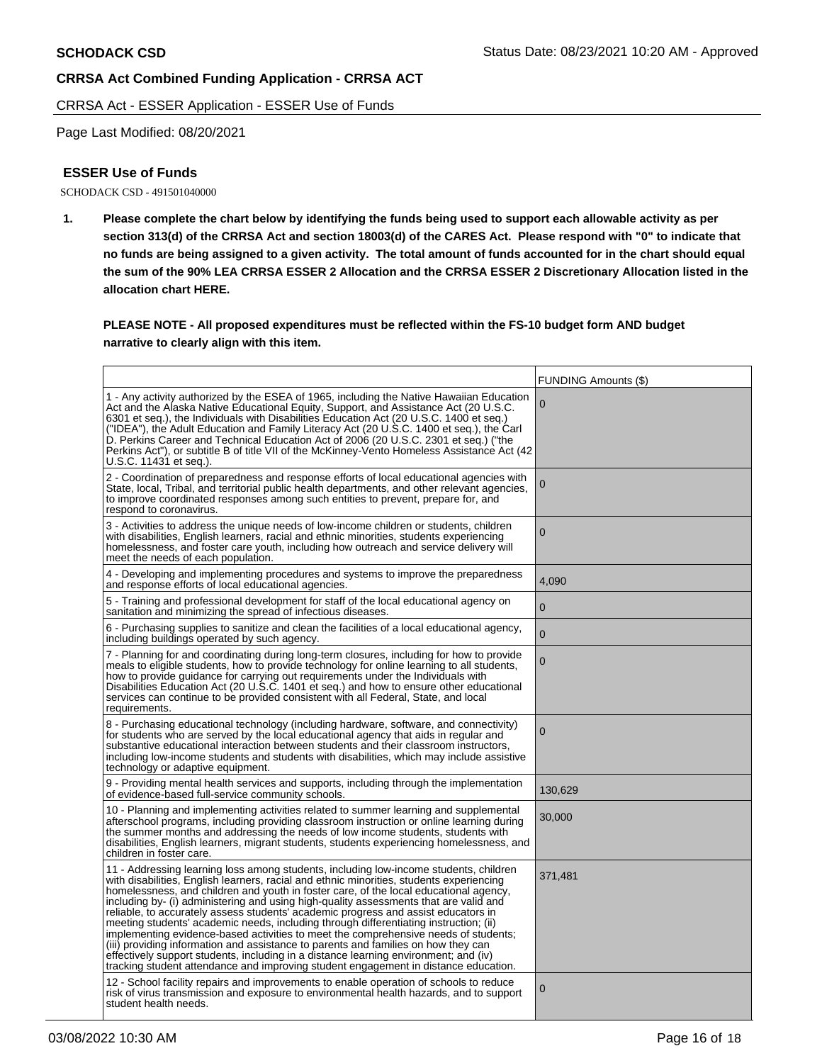**SCHODACK CSD**

Status Date: 08/23/2021 10:20 AM - Approved

**CRRSA Act Combined Funding Application - CRRSA ACT**

CRRSA Act - ESSER Application - ESSER Use of Funds

Page Last Modified: 08/20/2021

### ESSER Use of Funds

SCHODACK CSD - 491501040000

1. **Please complete the chart below by identifying the funds being used to support each allowable activity as per section 313(d) of the CRRSA Act and section 18003(d) of the CARES Act. Please respond with "0" to indicate that no funds are being assigned to a given activity. The total amount of funds accounted for in the chart should equal the sum of the 90% LEA CRRSA ESSER 2 Allocation and the CRRSA ESSER 2 Discretionary Allocation listed in the allocation chart HERE.**

   **PLEASE NOTE - All proposed expenditures must be reflected within the FS-10 budget form AND budget narrative to clearly align with this item.**

| | FUNDING Amounts ($) |
|---|---|
| 1 - Any activity authorized by the ESEA of 1965, including the Native Hawaiian Education Act and the Alaska Native Educational Equity, Support, and Assistance Act (20 U.S.C. 6301 et seq.), the Individuals with Disabilities Education Act (20 U.S.C. 1400 et seq.) ("IDEA"), the Adult Education and Family Literacy Act (20 U.S.C. 1400 et seq.), the Carl D. Perkins Career and Technical Education Act of 2006 (20 U.S.C. 2301 et seq.) ("the Perkins Act"), or subtitle B of title VII of the McKinney-Vento Homeless Assistance Act (42 U.S.C. 11431 et seq.). | 0 |
| 2 - Coordination of preparedness and response efforts of local educational agencies with State, local, Tribal, and territorial public health departments, and other relevant agencies, to improve coordinated responses among such entities to prevent, prepare for, and respond to coronavirus. | 0 |
| 3 - Activities to address the unique needs of low-income children or students, children with disabilities, English learners, racial and ethnic minorities, students experiencing homelessness, and foster care youth, including how outreach and service delivery will meet the needs of each population. | 0 |
| 4 - Developing and implementing procedures and systems to improve the preparedness and response efforts of local educational agencies. | 4,090 |
| 5 - Training and professional development for staff of the local educational agency on sanitation and minimizing the spread of infectious diseases. | 0 |
| 6 - Purchasing supplies to sanitize and clean the facilities of a local educational agency, including buildings operated by such agency. | 0 |
| 7 - Planning for and coordinating during long-term closures, including for how to provide meals to eligible students, how to provide technology for online learning to all students, how to provide guidance for carrying out requirements under the Individuals with Disabilities Education Act (20 U.S.C. 1401 et seq.) and how to ensure other educational services can continue to be provided consistent with all Federal, State, and local requirements. | 0 |
| 8 - Purchasing educational technology (including hardware, software, and connectivity) for students who are served by the local educational agency that aids in regular and substantive educational interaction between students and their classroom instructors, including low-income students and students with disabilities, which may include assistive technology or adaptive equipment. | 0 |
| 9 - Providing mental health services and supports, including through the implementation of evidence-based full-service community schools. | 130,629 |
| 10 - Planning and implementing activities related to summer learning and supplemental afterschool programs, including providing classroom instruction or online learning during the summer months and addressing the needs of low income students, students with disabilities, English learners, migrant students, students experiencing homelessness, and children in foster care. | 30,000 |
| 11 - Addressing learning loss among students, including low-income students, children with disabilities, English learners, racial and ethnic minorities, students experiencing homelessness, and children and youth in foster care, of the local educational agency, including by- (i) administering and using high-quality assessments that are valid and reliable, to accurately assess students' academic progress and assist educators in meeting students' academic needs, including through differentiating instruction; (ii) implementing evidence-based activities to meet the comprehensive needs of students; (iii) providing information and assistance to parents and families on how they can effectively support students, including in a distance learning environment; and (iv) tracking student attendance and improving student engagement in distance education. | 371,481 |
| 12 - School facility repairs and improvements to enable operation of schools to reduce risk of virus transmission and exposure to environmental health hazards, and to support student health needs. | 0 |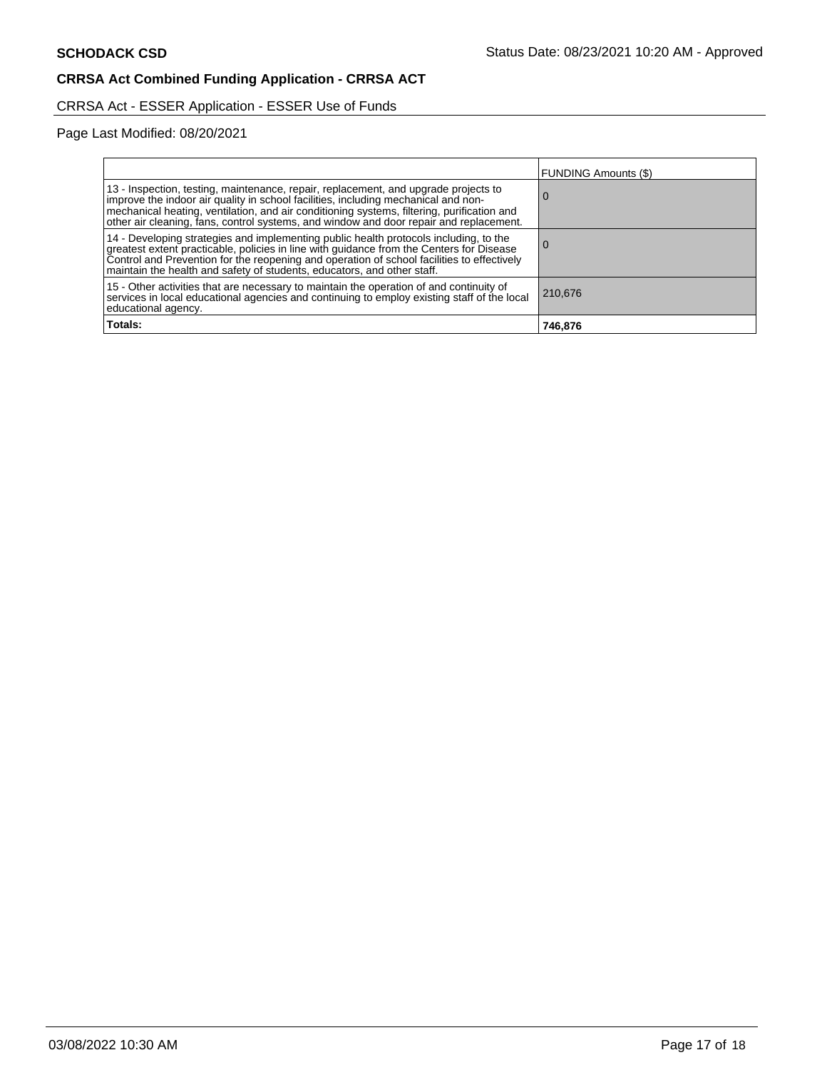**SCHODACK CSD**

Status Date: 08/23/2021 10:20 AM - Approved

**CRRSA Act Combined Funding Application - CRRSA ACT**

CRRSA Act - ESSER Application - ESSER Use of Funds

Page Last Modified: 08/20/2021

| | FUNDING Amounts ($) |
|---|---|
| 13 - Inspection, testing, maintenance, repair, replacement, and upgrade projects to improve the indoor air quality in school facilities, including mechanical and non-mechanical heating, ventilation, and air conditioning systems, filtering, purification and other air cleaning, fans, control systems, and window and door repair and replacement. | 0 |
| 14 - Developing strategies and implementing public health protocols including, to the greatest extent practicable, policies in line with guidance from the Centers for Disease Control and Prevention for the reopening and operation of school facilities to effectively maintain the health and safety of students, educators, and other staff. | 0 |
| 15 - Other activities that are necessary to maintain the operation of and continuity of services in local educational agencies and continuing to employ existing staff of the local educational agency. | 210,676 |
| **Totals:** | **746,876** |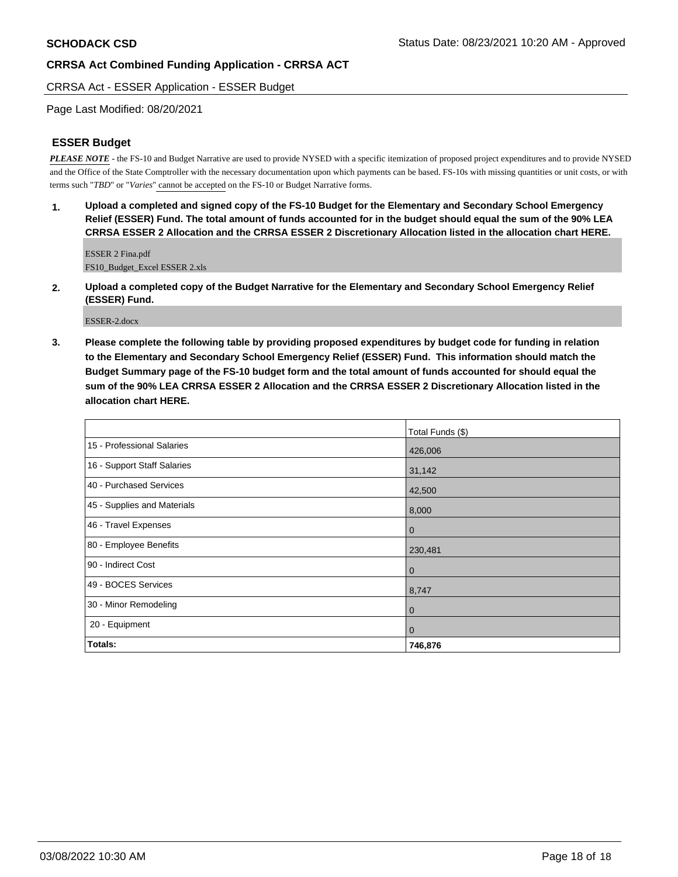**SCHODACK CSD** Status Date: 08/23/2021 10:20 AM - Approved

**CRRSA Act Combined Funding Application - CRRSA ACT**

CRRSA Act - ESSER Application - ESSER Budget

Page Last Modified: 08/20/2021

## ESSER Budget

***PLEASE NOTE*** - the FS-10 and Budget Narrative are used to provide NYSED with a specific itemization of proposed project expenditures and to provide NYSED and the Office of the State Comptroller with the necessary documentation upon which payments can be based. FS-10s with missing quantities or unit costs, or with terms such "*TBD*" or "*Varies*" cannot be accepted on the FS-10 or Budget Narrative forms.

1. **Upload a completed and signed copy of the FS-10 Budget for the Elementary and Secondary School Emergency Relief (ESSER) Fund. The total amount of funds accounted for in the budget should equal the sum of the 90% LEA CRRSA ESSER 2 Allocation and the CRRSA ESSER 2 Discretionary Allocation listed in the allocation chart HERE.**

   ESSER 2 Fina.pdf
   FS10_Budget_Excel ESSER 2.xls

2. **Upload a completed copy of the Budget Narrative for the Elementary and Secondary School Emergency Relief (ESSER) Fund.**

   ESSER-2.docx

3. **Please complete the following table by providing proposed expenditures by budget code for funding in relation to the Elementary and Secondary School Emergency Relief (ESSER) Fund. This information should match the Budget Summary page of the FS-10 budget form and the total amount of funds accounted for should equal the sum of the 90% LEA CRRSA ESSER 2 Allocation and the CRRSA ESSER 2 Discretionary Allocation listed in the allocation chart HERE.**

| | Total Funds ($) |
|---|---|
| 15 - Professional Salaries | 426,006 |
| 16 - Support Staff Salaries | 31,142 |
| 40 - Purchased Services | 42,500 |
| 45 - Supplies and Materials | 8,000 |
| 46 - Travel Expenses | 0 |
| 80 - Employee Benefits | 230,481 |
| 90 - Indirect Cost | 0 |
| 49 - BOCES Services | 8,747 |
| 30 - Minor Remodeling | 0 |
| 20 - Equipment | 0 |
| **Totals:** | **746,876** |